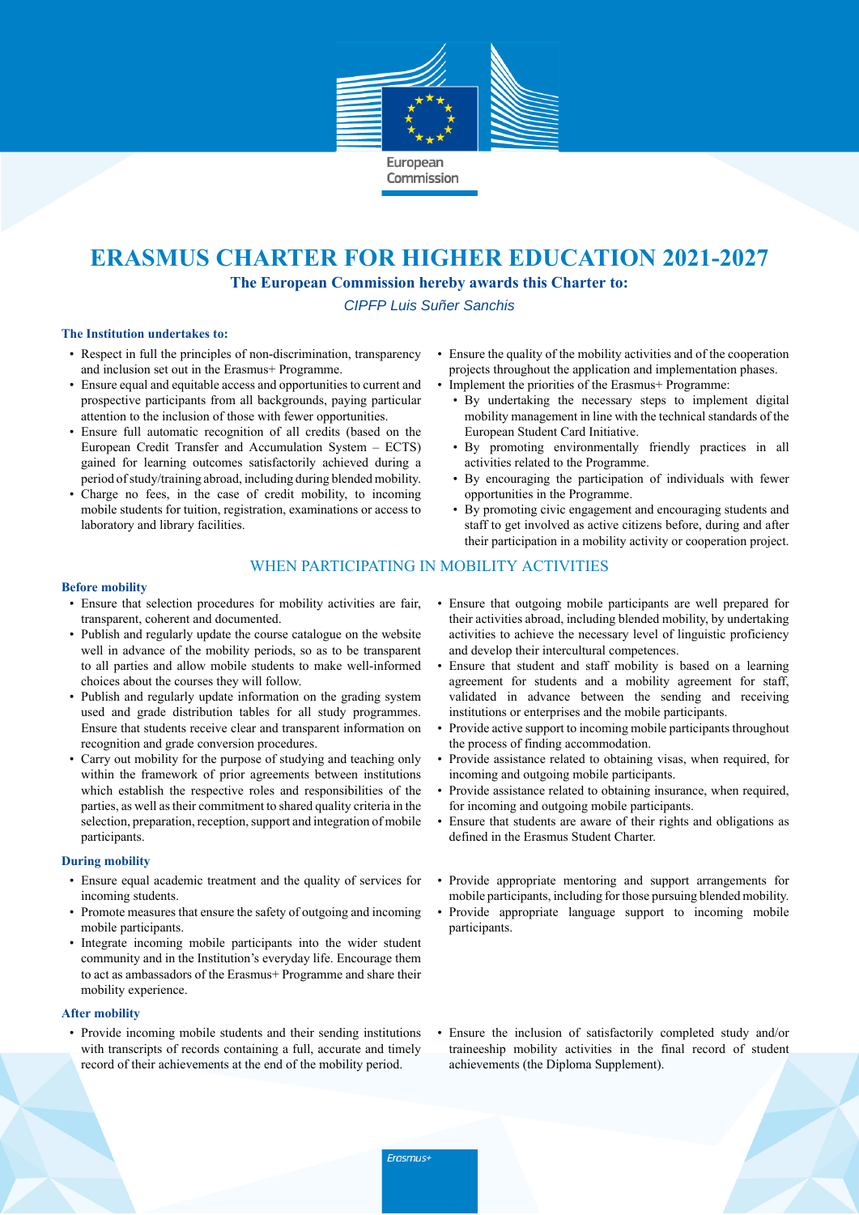European Commission

# ERASMUS CHARTER FOR HIGHER EDUCATION 2021-2027

**The European Commission hereby awards this Charter to:**

*CIPFP Luis Suñer Sanchis*

**The Institution undertakes to:**

- Respect in full the principles of non-discrimination, transparency and inclusion set out in the Erasmus+ Programme.
- Ensure equal and equitable access and opportunities to current and prospective participants from all backgrounds, paying particular attention to the inclusion of those with fewer opportunities.
- Ensure full automatic recognition of all credits (based on the European Credit Transfer and Accumulation System – ECTS) gained for learning outcomes satisfactorily achieved during a period of study/training abroad, including during blended mobility.
- Charge no fees, in the case of credit mobility, to incoming mobile students for tuition, registration, examinations or access to laboratory and library facilities.
- Ensure the quality of the mobility activities and of the cooperation projects throughout the application and implementation phases.
- Implement the priorities of the Erasmus+ Programme:
  - By undertaking the necessary steps to implement digital mobility management in line with the technical standards of the European Student Card Initiative.
  - By promoting environmentally friendly practices in all activities related to the Programme.
  - By encouraging the participation of individuals with fewer opportunities in the Programme.
  - By promoting civic engagement and encouraging students and staff to get involved as active citizens before, during and after their participation in a mobility activity or cooperation project.

## WHEN PARTICIPATING IN MOBILITY ACTIVITIES

**Before mobility**

- Ensure that selection procedures for mobility activities are fair, transparent, coherent and documented.
- Publish and regularly update the course catalogue on the website well in advance of the mobility periods, so as to be transparent to all parties and allow mobile students to make well-informed choices about the courses they will follow.
- Publish and regularly update information on the grading system used and grade distribution tables for all study programmes. Ensure that students receive clear and transparent information on recognition and grade conversion procedures.
- Carry out mobility for the purpose of studying and teaching only within the framework of prior agreements between institutions which establish the respective roles and responsibilities of the parties, as well as their commitment to shared quality criteria in the selection, preparation, reception, support and integration of mobile participants.
- Ensure that outgoing mobile participants are well prepared for their activities abroad, including blended mobility, by undertaking activities to achieve the necessary level of linguistic proficiency and develop their intercultural competences.
- Ensure that student and staff mobility is based on a learning agreement for students and a mobility agreement for staff, validated in advance between the sending and receiving institutions or enterprises and the mobile participants.
- Provide active support to incoming mobile participants throughout the process of finding accommodation.
- Provide assistance related to obtaining visas, when required, for incoming and outgoing mobile participants.
- Provide assistance related to obtaining insurance, when required, for incoming and outgoing mobile participants.
- Ensure that students are aware of their rights and obligations as defined in the Erasmus Student Charter.

**During mobility**

- Ensure equal academic treatment and the quality of services for incoming students.
- Promote measures that ensure the safety of outgoing and incoming mobile participants.
- Integrate incoming mobile participants into the wider student community and in the Institution's everyday life. Encourage them to act as ambassadors of the Erasmus+ Programme and share their mobility experience.
- Provide appropriate mentoring and support arrangements for mobile participants, including for those pursuing blended mobility.
- Provide appropriate language support to incoming mobile participants.

**After mobility**

- Provide incoming mobile students and their sending institutions with transcripts of records containing a full, accurate and timely record of their achievements at the end of the mobility period.
- Ensure the inclusion of satisfactorily completed study and/or traineeship mobility activities in the final record of student achievements (the Diploma Supplement).

Erasmus+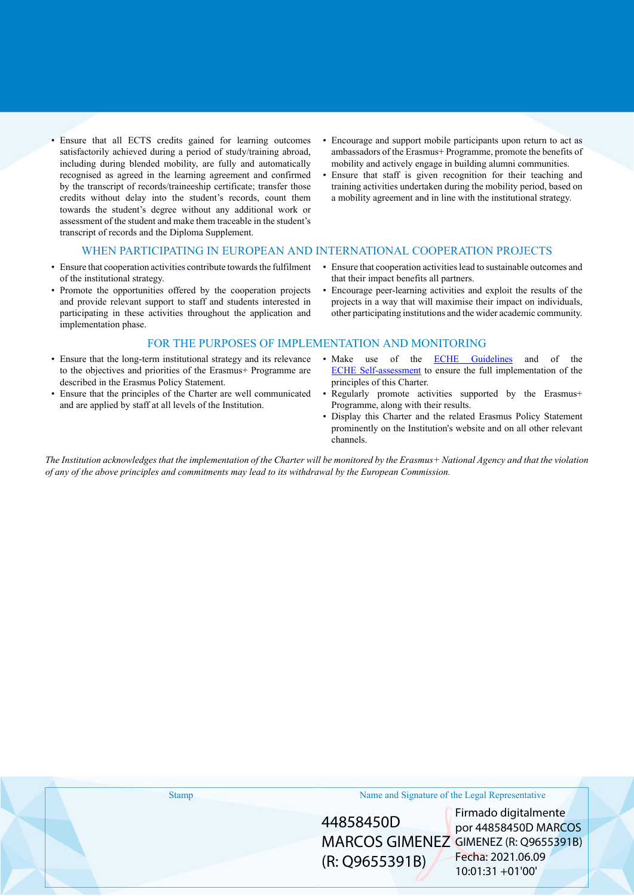- Ensure that all ECTS credits gained for learning outcomes satisfactorily achieved during a period of study/training abroad, including during blended mobility, are fully and automatically recognised as agreed in the learning agreement and confirmed by the transcript of records/traineeship certificate; transfer those credits without delay into the student's records, count them towards the student's degree without any additional work or assessment of the student and make them traceable in the student's transcript of records and the Diploma Supplement.
- Encourage and support mobile participants upon return to act as ambassadors of the Erasmus+ Programme, promote the benefits of mobility and actively engage in building alumni communities.
- Ensure that staff is given recognition for their teaching and training activities undertaken during the mobility period, based on a mobility agreement and in line with the institutional strategy.

## WHEN PARTICIPATING IN EUROPEAN AND INTERNATIONAL COOPERATION PROJECTS

- Ensure that cooperation activities contribute towards the fulfilment of the institutional strategy.
- Promote the opportunities offered by the cooperation projects and provide relevant support to staff and students interested in participating in these activities throughout the application and implementation phase.
- Ensure that cooperation activities lead to sustainable outcomes and that their impact benefits all partners.
- Encourage peer-learning activities and exploit the results of the projects in a way that will maximise their impact on individuals, other participating institutions and the wider academic community.

## FOR THE PURPOSES OF IMPLEMENTATION AND MONITORING

- Ensure that the long-term institutional strategy and its relevance to the objectives and priorities of the Erasmus+ Programme are described in the Erasmus Policy Statement.
- Ensure that the principles of the Charter are well communicated and are applied by staff at all levels of the Institution.
- Make use of the [ECHE Guidelines] and of the [ECHE Self-assessment] to ensure the full implementation of the principles of this Charter.
- Regularly promote activities supported by the Erasmus+ Programme, along with their results.
- Display this Charter and the related Erasmus Policy Statement prominently on the Institution's website and on all other relevant channels.

*The Institution acknowledges that the implementation of the Charter will be monitored by the Erasmus+ National Agency and that the violation of any of the above principles and commitments may lead to its withdrawal by the European Commission.*

| Stamp | Name and Signature of the Legal Representative |
|---|---|
| | 44858450D MARCOS GIMENEZ (R: Q9655391B) Firmado digitalmente por 44858450D MARCOS GIMENEZ (R: Q9655391B) Fecha: 2021.06.09 10:01:31 +01'00' |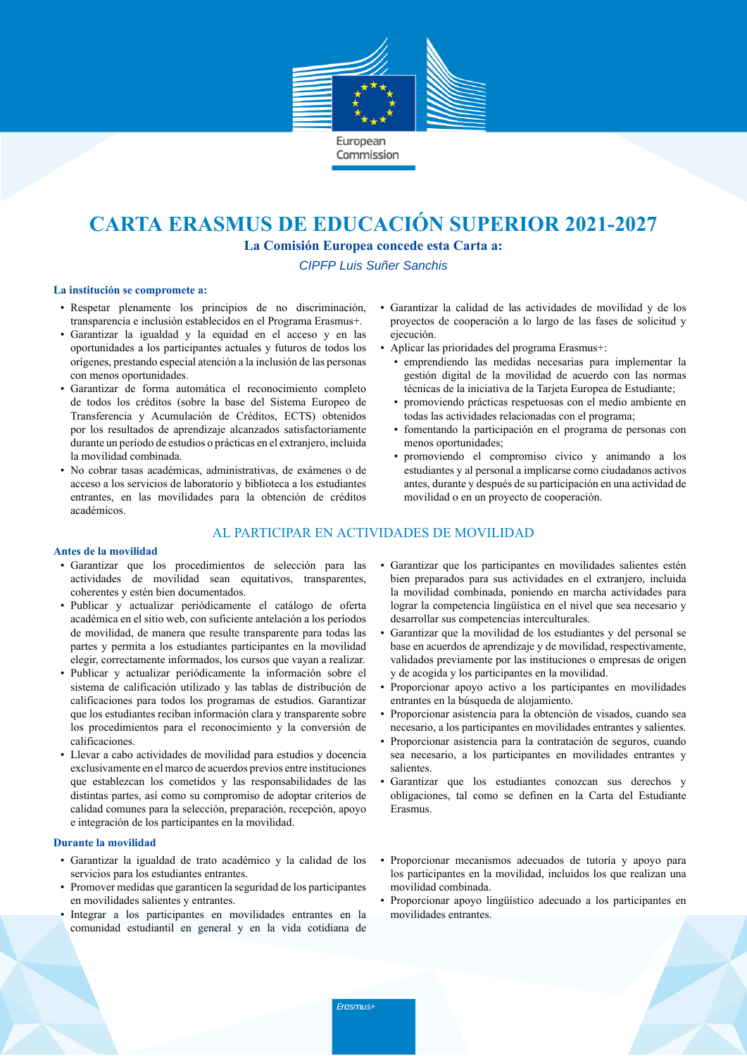European Commission

# CARTA ERASMUS DE EDUCACIÓN SUPERIOR 2021-2027

**La Comisión Europea concede esta Carta a:**

*CIPFP Luis Suñer Sanchis*

**La institución se compromete a:**

- Respetar plenamente los principios de no discriminación, transparencia e inclusión establecidos en el Programa Erasmus+.
- Garantizar la igualdad y la equidad en el acceso y en las oportunidades a los participantes actuales y futuros de todos los orígenes, prestando especial atención a la inclusión de las personas con menos oportunidades.
- Garantizar de forma automática el reconocimiento completo de todos los créditos (sobre la base del Sistema Europeo de Transferencia y Acumulación de Créditos, ECTS) obtenidos por los resultados de aprendizaje alcanzados satisfactoriamente durante un período de estudios o prácticas en el extranjero, incluida la movilidad combinada.
- No cobrar tasas académicas, administrativas, de exámenes o de acceso a los servicios de laboratorio y biblioteca a los estudiantes entrantes, en las movilidades para la obtención de créditos académicos.
- Garantizar la calidad de las actividades de movilidad y de los proyectos de cooperación a lo largo de las fases de solicitud y ejecución.
- Aplicar las prioridades del programa Erasmus+:
  - emprendiendo las medidas necesarias para implementar la gestión digital de la movilidad de acuerdo con las normas técnicas de la iniciativa de la Tarjeta Europea de Estudiante;
  - promoviendo prácticas respetuosas con el medio ambiente en todas las actividades relacionadas con el programa;
  - fomentando la participación en el programa de personas con menos oportunidades;
  - promoviendo el compromiso cívico y animando a los estudiantes y al personal a implicarse como ciudadanos activos antes, durante y después de su participación en una actividad de movilidad o en un proyecto de cooperación.

## AL PARTICIPAR EN ACTIVIDADES DE MOVILIDAD

**Antes de la movilidad**

- Garantizar que los procedimientos de selección para las actividades de movilidad sean equitativos, transparentes, coherentes y estén bien documentados.
- Publicar y actualizar periódicamente el catálogo de oferta académica en el sitio web, con suficiente antelación a los períodos de movilidad, de manera que resulte transparente para todas las partes y permita a los estudiantes participantes en la movilidad elegir, correctamente informados, los cursos que vayan a realizar.
- Publicar y actualizar periódicamente la información sobre el sistema de calificación utilizado y las tablas de distribución de calificaciones para todos los programas de estudios. Garantizar que los estudiantes reciban información clara y transparente sobre los procedimientos para el reconocimiento y la conversión de calificaciones.
- Llevar a cabo actividades de movilidad para estudios y docencia exclusivamente en el marco de acuerdos previos entre instituciones que establezcan los cometidos y las responsabilidades de las distintas partes, así como su compromiso de adoptar criterios de calidad comunes para la selección, preparación, recepción, apoyo e integración de los participantes en la movilidad.
- Garantizar que los participantes en movilidades salientes estén bien preparados para sus actividades en el extranjero, incluida la movilidad combinada, poniendo en marcha actividades para lograr la competencia lingüística en el nivel que sea necesario y desarrollar sus competencias interculturales.
- Garantizar que la movilidad de los estudiantes y del personal se base en acuerdos de aprendizaje y de movilidad, respectivamente, validados previamente por las instituciones o empresas de origen y de acogida y los participantes en la movilidad.
- Proporcionar apoyo activo a los participantes en movilidades entrantes en la búsqueda de alojamiento.
- Proporcionar asistencia para la obtención de visados, cuando sea necesario, a los participantes en movilidades entrantes y salientes.
- Proporcionar asistencia para la contratación de seguros, cuando sea necesario, a los participantes en movilidades entrantes y salientes.
- Garantizar que los estudiantes conozcan sus derechos y obligaciones, tal como se definen en la Carta del Estudiante Erasmus.

**Durante la movilidad**

- Garantizar la igualdad de trato académico y la calidad de los servicios para los estudiantes entrantes.
- Promover medidas que garanticen la seguridad de los participantes en movilidades salientes y entrantes.
- Integrar a los participantes en movilidades entrantes en la comunidad estudiantil en general y en la vida cotidiana de
- Proporcionar mecanismos adecuados de tutoría y apoyo para los participantes en la movilidad, incluidos los que realizan una movilidad combinada.
- Proporcionar apoyo lingüístico adecuado a los participantes en movilidades entrantes.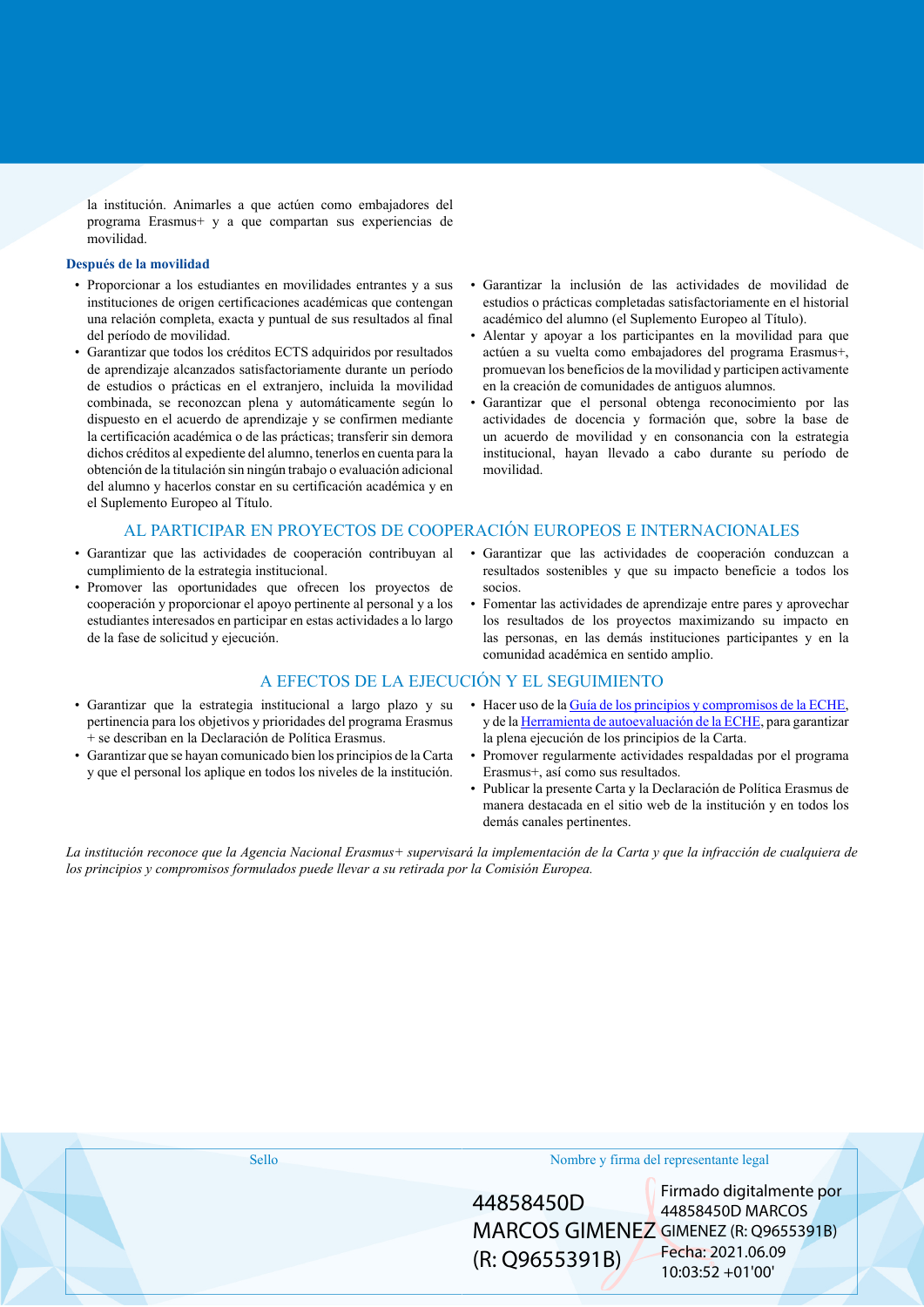la institución. Animarles a que actúen como embajadores del programa Erasmus+ y a que compartan sus experiencias de movilidad.

**Después de la movilidad**

- Proporcionar a los estudiantes en movilidades entrantes y a sus instituciones de origen certificaciones académicas que contengan una relación completa, exacta y puntual de sus resultados al final del período de movilidad.
- Garantizar que todos los créditos ECTS adquiridos por resultados de aprendizaje alcanzados satisfactoriamente durante un período de estudios o prácticas en el extranjero, incluida la movilidad combinada, se reconozcan plena y automáticamente según lo dispuesto en el acuerdo de aprendizaje y se confirmen mediante la certificación académica o de las prácticas; transferir sin demora dichos créditos al expediente del alumno, tenerlos en cuenta para la obtención de la titulación sin ningún trabajo o evaluación adicional del alumno y hacerlos constar en su certificación académica y en el Suplemento Europeo al Título.
- Garantizar la inclusión de las actividades de movilidad de estudios o prácticas completadas satisfactoriamente en el historial académico del alumno (el Suplemento Europeo al Título).
- Alentar y apoyar a los participantes en la movilidad para que actúen a su vuelta como embajadores del programa Erasmus+, promuevan los beneficios de la movilidad y participen activamente en la creación de comunidades de antiguos alumnos.
- Garantizar que el personal obtenga reconocimiento por las actividades de docencia y formación que, sobre la base de un acuerdo de movilidad y en consonancia con la estrategia institucional, hayan llevado a cabo durante su período de movilidad.

## AL PARTICIPAR EN PROYECTOS DE COOPERACIÓN EUROPEOS E INTERNACIONALES

- Garantizar que las actividades de cooperación contribuyan al cumplimiento de la estrategia institucional.
- Promover las oportunidades que ofrecen los proyectos de cooperación y proporcionar el apoyo pertinente al personal y a los estudiantes interesados en participar en estas actividades a lo largo de la fase de solicitud y ejecución.
- Garantizar que las actividades de cooperación conduzcan a resultados sostenibles y que su impacto beneficie a todos los socios.
- Fomentar las actividades de aprendizaje entre pares y aprovechar los resultados de los proyectos maximizando su impacto en las personas, en las demás instituciones participantes y en la comunidad académica en sentido amplio.

## A EFECTOS DE LA EJECUCIÓN Y EL SEGUIMIENTO

- Garantizar que la estrategia institucional a largo plazo y su pertinencia para los objetivos y prioridades del programa Erasmus + se describan en la Declaración de Política Erasmus.
- Garantizar que se hayan comunicado bien los principios de la Carta y que el personal los aplique en todos los niveles de la institución.
- Hacer uso de la Guía de los principios y compromisos de la ECHE, y de la Herramienta de autoevaluación de la ECHE, para garantizar la plena ejecución de los principios de la Carta.
- Promover regularmente actividades respaldadas por el programa Erasmus+, así como sus resultados.
- Publicar la presente Carta y la Declaración de Política Erasmus de manera destacada en el sitio web de la institución y en todos los demás canales pertinentes.

*La institución reconoce que la Agencia Nacional Erasmus+ supervisará la implementación de la Carta y que la infracción de cualquiera de los principios y compromisos formulados puede llevar a su retirada por la Comisión Europea.*

| Sello | Nombre y firma del representante legal |
| --- | --- |
| | 44858450D MARCOS GIMENEZ (R: Q9655391B) Firmado digitalmente por 44858450D MARCOS GIMENEZ (R: Q9655391B) Fecha: 2021.06.09 10:03:52 +01'00' |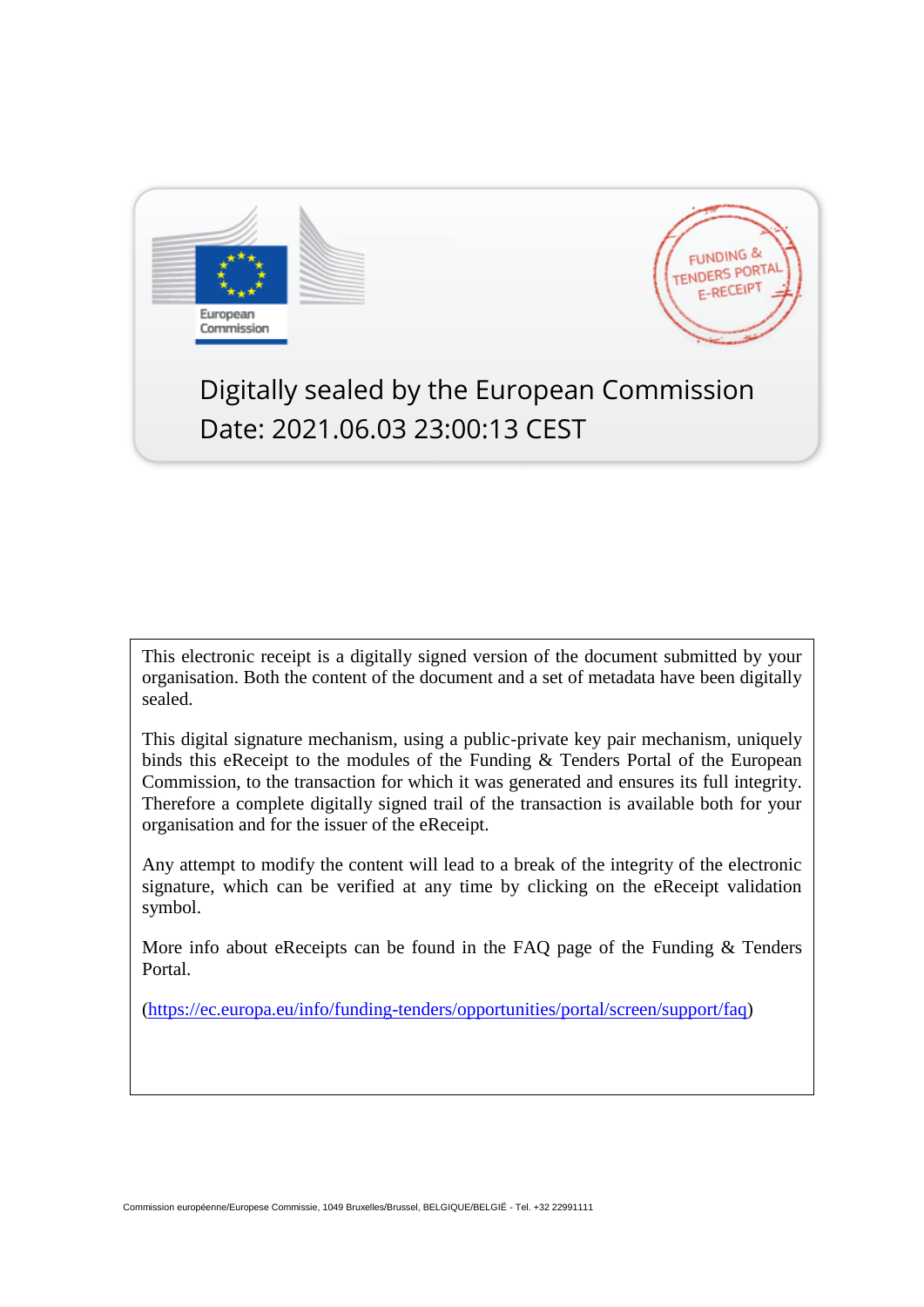European Commission

FUNDING & TENDERS PORTAL E-RECEIPT

Digitally sealed by the European Commission
Date: 2021.06.03 23:00:13 CEST

This electronic receipt is a digitally signed version of the document submitted by your organisation. Both the content of the document and a set of metadata have been digitally sealed.

This digital signature mechanism, using a public-private key pair mechanism, uniquely binds this eReceipt to the modules of the Funding & Tenders Portal of the European Commission, to the transaction for which it was generated and ensures its full integrity. Therefore a complete digitally signed trail of the transaction is available both for your organisation and for the issuer of the eReceipt.

Any attempt to modify the content will lead to a break of the integrity of the electronic signature, which can be verified at any time by clicking on the eReceipt validation symbol.

More info about eReceipts can be found in the FAQ page of the Funding & Tenders Portal.

(https://ec.europa.eu/info/funding-tenders/opportunities/portal/screen/support/faq)

Commission européenne/Europese Commissie, 1049 Bruxelles/Brussel, BELGIQUE/BELGIË - Tel. +32 22991111